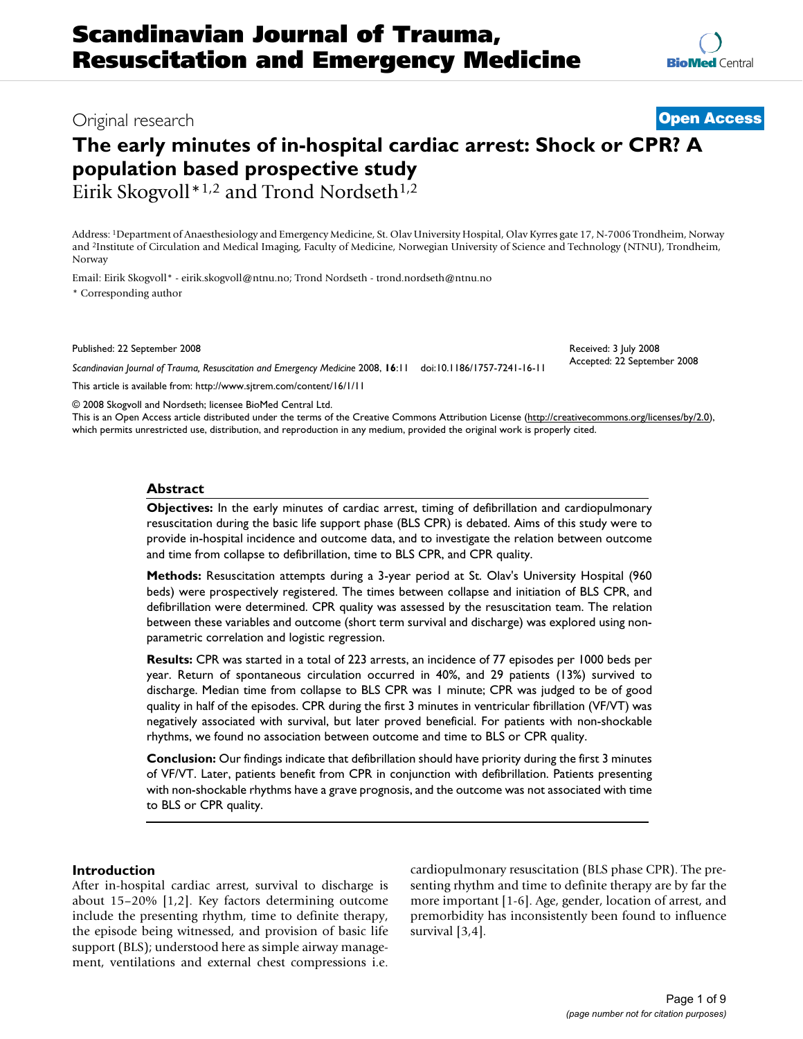Original research

**Open Access**

# The early minutes of in-hospital cardiac arrest: Shock or CPR? A population based prospective study

Eirik Skogvoll*[1,2] and Trond Nordseth[1,2]

Address: [1]Department of Anaesthesiology and Emergency Medicine, St. Olav University Hospital, Olav Kyrres gate 17, N-7006 Trondheim, Norway and [2]Institute of Circulation and Medical Imaging, Faculty of Medicine, Norwegian University of Science and Technology (NTNU), Trondheim, Norway

Email: Eirik Skogvoll* - eirik.skogvoll@ntnu.no; Trond Nordseth - trond.nordseth@ntnu.no

\* Corresponding author

Published: 22 September 2008

Received: 3 July 2008

Accepted: 22 September 2008

*Scandinavian Journal of Trauma, Resuscitation and Emergency Medicine* 2008, **16**:11 doi:10.1186/1757-7241-16-11

This article is available from: http://www.sjtrem.com/content/16/1/11

© 2008 Skogvoll and Nordseth; licensee BioMed Central Ltd.

This is an Open Access article distributed under the terms of the Creative Commons Attribution License (http://creativecommons.org/licenses/by/2.0), which permits unrestricted use, distribution, and reproduction in any medium, provided the original work is properly cited.

## Abstract

**Objectives:** In the early minutes of cardiac arrest, timing of defibrillation and cardiopulmonary resuscitation during the basic life support phase (BLS CPR) is debated. Aims of this study were to provide in-hospital incidence and outcome data, and to investigate the relation between outcome and time from collapse to defibrillation, time to BLS CPR, and CPR quality.

**Methods:** Resuscitation attempts during a 3-year period at St. Olav's University Hospital (960 beds) were prospectively registered. The times between collapse and initiation of BLS CPR, and defibrillation were determined. CPR quality was assessed by the resuscitation team. The relation between these variables and outcome (short term survival and discharge) was explored using non-parametric correlation and logistic regression.

**Results:** CPR was started in a total of 223 arrests, an incidence of 77 episodes per 1000 beds per year. Return of spontaneous circulation occurred in 40%, and 29 patients (13%) survived to discharge. Median time from collapse to BLS CPR was 1 minute; CPR was judged to be of good quality in half of the episodes. CPR during the first 3 minutes in ventricular fibrillation (VF/VT) was negatively associated with survival, but later proved beneficial. For patients with non-shockable rhythms, we found no association between outcome and time to BLS or CPR quality.

**Conclusion:** Our findings indicate that defibrillation should have priority during the first 3 minutes of VF/VT. Later, patients benefit from CPR in conjunction with defibrillation. Patients presenting with non-shockable rhythms have a grave prognosis, and the outcome was not associated with time to BLS or CPR quality.

## Introduction

After in-hospital cardiac arrest, survival to discharge is about 15–20% [1,2]. Key factors determining outcome include the presenting rhythm, time to definite therapy, the episode being witnessed, and provision of basic life support (BLS); understood here as simple airway management, ventilations and external chest compressions i.e. cardiopulmonary resuscitation (BLS phase CPR). The presenting rhythm and time to definite therapy are by far the more important [1-6]. Age, gender, location of arrest, and premorbidity has inconsistently been found to influence survival [3,4].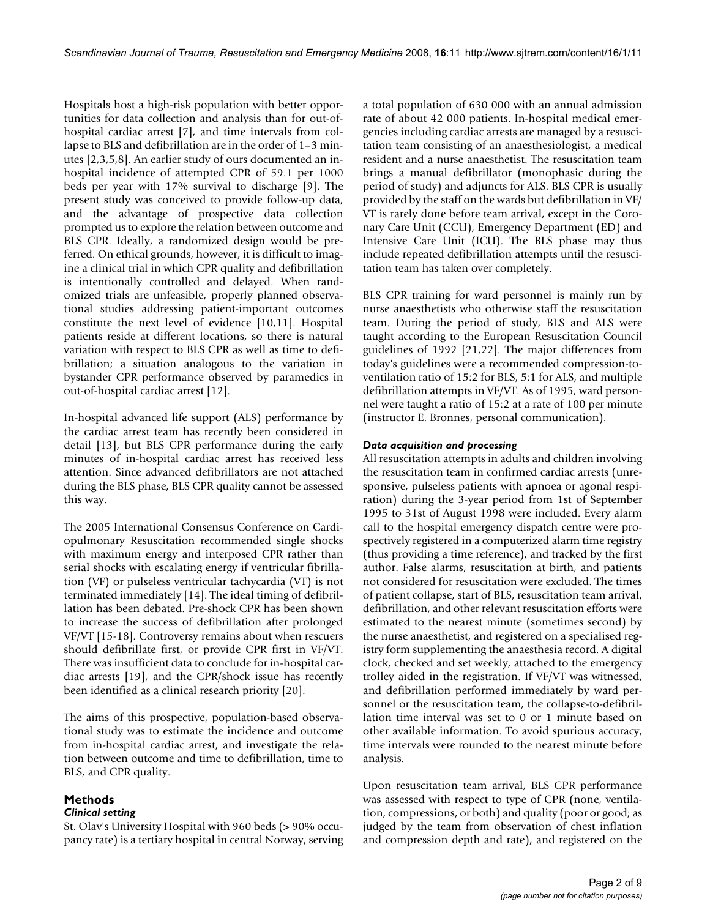Hospitals host a high-risk population with better opportunities for data collection and analysis than for out-of-hospital cardiac arrest [7], and time intervals from collapse to BLS and defibrillation are in the order of 1–3 minutes [2,3,5,8]. An earlier study of ours documented an in-hospital incidence of attempted CPR of 59.1 per 1000 beds per year with 17% survival to discharge [9]. The present study was conceived to provide follow-up data, and the advantage of prospective data collection prompted us to explore the relation between outcome and BLS CPR. Ideally, a randomized design would be preferred. On ethical grounds, however, it is difficult to imagine a clinical trial in which CPR quality and defibrillation is intentionally controlled and delayed. When randomized trials are unfeasible, properly planned observational studies addressing patient-important outcomes constitute the next level of evidence [10,11]. Hospital patients reside at different locations, so there is natural variation with respect to BLS CPR as well as time to defibrillation; a situation analogous to the variation in bystander CPR performance observed by paramedics in out-of-hospital cardiac arrest [12].

In-hospital advanced life support (ALS) performance by the cardiac arrest team has recently been considered in detail [13], but BLS CPR performance during the early minutes of in-hospital cardiac arrest has received less attention. Since advanced defibrillators are not attached during the BLS phase, BLS CPR quality cannot be assessed this way.

The 2005 International Consensus Conference on Cardiopulmonary Resuscitation recommended single shocks with maximum energy and interposed CPR rather than serial shocks with escalating energy if ventricular fibrillation (VF) or pulseless ventricular tachycardia (VT) is not terminated immediately [14]. The ideal timing of defibrillation has been debated. Pre-shock CPR has been shown to increase the success of defibrillation after prolonged VF/VT [15-18]. Controversy remains about when rescuers should defibrillate first, or provide CPR first in VF/VT. There was insufficient data to conclude for in-hospital cardiac arrests [19], and the CPR/shock issue has recently been identified as a clinical research priority [20].

The aims of this prospective, population-based observational study was to estimate the incidence and outcome from in-hospital cardiac arrest, and investigate the relation between outcome and time to defibrillation, time to BLS, and CPR quality.

## Methods

### *Clinical setting*

St. Olav's University Hospital with 960 beds (> 90% occupancy rate) is a tertiary hospital in central Norway, serving a total population of 630 000 with an annual admission rate of about 42 000 patients. In-hospital medical emergencies including cardiac arrests are managed by a resuscitation team consisting of an anaesthesiologist, a medical resident and a nurse anaesthetist. The resuscitation team brings a manual defibrillator (monophasic during the period of study) and adjuncts for ALS. BLS CPR is usually provided by the staff on the wards but defibrillation in VF/VT is rarely done before team arrival, except in the Coronary Care Unit (CCU), Emergency Department (ED) and Intensive Care Unit (ICU). The BLS phase may thus include repeated defibrillation attempts until the resuscitation team has taken over completely.

BLS CPR training for ward personnel is mainly run by nurse anaesthetists who otherwise staff the resuscitation team. During the period of study, BLS and ALS were taught according to the European Resuscitation Council guidelines of 1992 [21,22]. The major differences from today's guidelines were a recommended compression-to-ventilation ratio of 15:2 for BLS, 5:1 for ALS, and multiple defibrillation attempts in VF/VT. As of 1995, ward personnel were taught a ratio of 15:2 at a rate of 100 per minute (instructor E. Bronnes, personal communication).

### *Data acquisition and processing*

All resuscitation attempts in adults and children involving the resuscitation team in confirmed cardiac arrests (unresponsive, pulseless patients with apnoea or agonal respiration) during the 3-year period from 1st of September 1995 to 31st of August 1998 were included. Every alarm call to the hospital emergency dispatch centre were prospectively registered in a computerized alarm time registry (thus providing a time reference), and tracked by the first author. False alarms, resuscitation at birth, and patients not considered for resuscitation were excluded. The times of patient collapse, start of BLS, resuscitation team arrival, defibrillation, and other relevant resuscitation efforts were estimated to the nearest minute (sometimes second) by the nurse anaesthetist, and registered on a specialised registry form supplementing the anaesthesia record. A digital clock, checked and set weekly, attached to the emergency trolley aided in the registration. If VF/VT was witnessed, and defibrillation performed immediately by ward personnel or the resuscitation team, the collapse-to-defibrillation time interval was set to 0 or 1 minute based on other available information. To avoid spurious accuracy, time intervals were rounded to the nearest minute before analysis.

Upon resuscitation team arrival, BLS CPR performance was assessed with respect to type of CPR (none, ventilation, compressions, or both) and quality (poor or good; as judged by the team from observation of chest inflation and compression depth and rate), and registered on the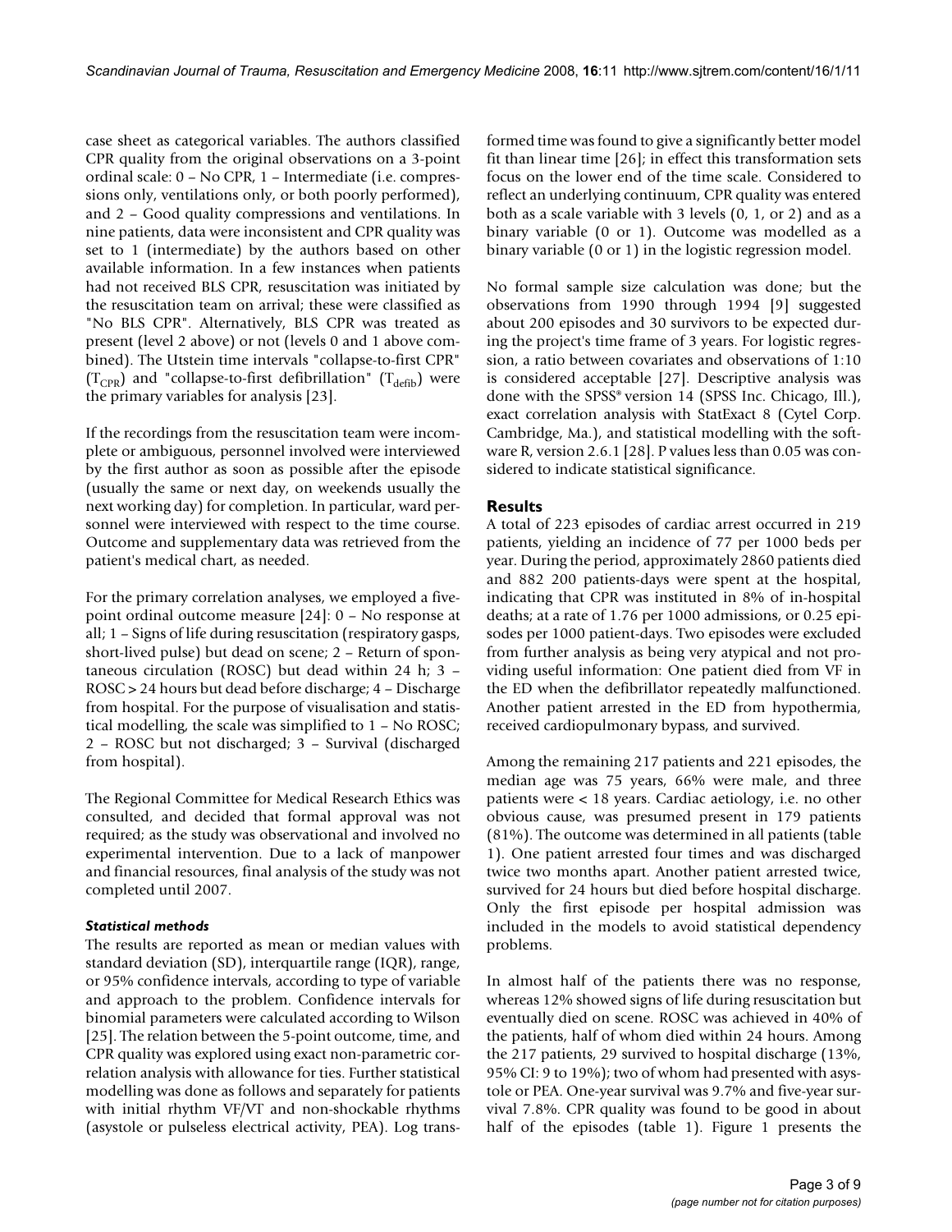case sheet as categorical variables. The authors classified CPR quality from the original observations on a 3-point ordinal scale: 0 – No CPR, 1 – Intermediate (i.e. compressions only, ventilations only, or both poorly performed), and 2 – Good quality compressions and ventilations. In nine patients, data were inconsistent and CPR quality was set to 1 (intermediate) by the authors based on other available information. In a few instances when patients had not received BLS CPR, resuscitation was initiated by the resuscitation team on arrival; these were classified as "No BLS CPR". Alternatively, BLS CPR was treated as present (level 2 above) or not (levels 0 and 1 above combined). The Utstein time intervals "collapse-to-first CPR" ($T_{CPR}$) and "collapse-to-first defibrillation" ($T_{defib}$) were the primary variables for analysis [23].

If the recordings from the resuscitation team were incomplete or ambiguous, personnel involved were interviewed by the first author as soon as possible after the episode (usually the same or next day, on weekends usually the next working day) for completion. In particular, ward personnel were interviewed with respect to the time course. Outcome and supplementary data was retrieved from the patient's medical chart, as needed.

For the primary correlation analyses, we employed a five-point ordinal outcome measure [24]: 0 – No response at all; 1 – Signs of life during resuscitation (respiratory gasps, short-lived pulse) but dead on scene; 2 – Return of spontaneous circulation (ROSC) but dead within 24 h; 3 – ROSC > 24 hours but dead before discharge; 4 – Discharge from hospital. For the purpose of visualisation and statistical modelling, the scale was simplified to 1 – No ROSC; 2 – ROSC but not discharged; 3 – Survival (discharged from hospital).

The Regional Committee for Medical Research Ethics was consulted, and decided that formal approval was not required; as the study was observational and involved no experimental intervention. Due to a lack of manpower and financial resources, final analysis of the study was not completed until 2007.

### *Statistical methods*

The results are reported as mean or median values with standard deviation (SD), interquartile range (IQR), range, or 95% confidence intervals, according to type of variable and approach to the problem. Confidence intervals for binomial parameters were calculated according to Wilson [25]. The relation between the 5-point outcome, time, and CPR quality was explored using exact non-parametric correlation analysis with allowance for ties. Further statistical modelling was done as follows and separately for patients with initial rhythm VF/VT and non-shockable rhythms (asystole or pulseless electrical activity, PEA). Log transformed time was found to give a significantly better model fit than linear time [26]; in effect this transformation sets focus on the lower end of the time scale. Considered to reflect an underlying continuum, CPR quality was entered both as a scale variable with 3 levels (0, 1, or 2) and as a binary variable (0 or 1). Outcome was modelled as a binary variable (0 or 1) in the logistic regression model.

No formal sample size calculation was done; but the observations from 1990 through 1994 [9] suggested about 200 episodes and 30 survivors to be expected during the project's time frame of 3 years. For logistic regression, a ratio between covariates and observations of 1:10 is considered acceptable [27]. Descriptive analysis was done with the SPSS® version 14 (SPSS Inc. Chicago, Ill.), exact correlation analysis with StatExact 8 (Cytel Corp. Cambridge, Ma.), and statistical modelling with the software R, version 2.6.1 [28]. P values less than 0.05 was considered to indicate statistical significance.

## Results

A total of 223 episodes of cardiac arrest occurred in 219 patients, yielding an incidence of 77 per 1000 beds per year. During the period, approximately 2860 patients died and 882 200 patients-days were spent at the hospital, indicating that CPR was instituted in 8% of in-hospital deaths; at a rate of 1.76 per 1000 admissions, or 0.25 episodes per 1000 patient-days. Two episodes were excluded from further analysis as being very atypical and not providing useful information: One patient died from VF in the ED when the defibrillator repeatedly malfunctioned. Another patient arrested in the ED from hypothermia, received cardiopulmonary bypass, and survived.

Among the remaining 217 patients and 221 episodes, the median age was 75 years, 66% were male, and three patients were < 18 years. Cardiac aetiology, i.e. no other obvious cause, was presumed present in 179 patients (81%). The outcome was determined in all patients (table 1). One patient arrested four times and was discharged twice two months apart. Another patient arrested twice, survived for 24 hours but died before hospital discharge. Only the first episode per hospital admission was included in the models to avoid statistical dependency problems.

In almost half of the patients there was no response, whereas 12% showed signs of life during resuscitation but eventually died on scene. ROSC was achieved in 40% of the patients, half of whom died within 24 hours. Among the 217 patients, 29 survived to hospital discharge (13%, 95% CI: 9 to 19%); two of whom had presented with asystole or PEA. One-year survival was 9.7% and five-year survival 7.8%. CPR quality was found to be good in about half of the episodes (table 1). Figure 1 presents the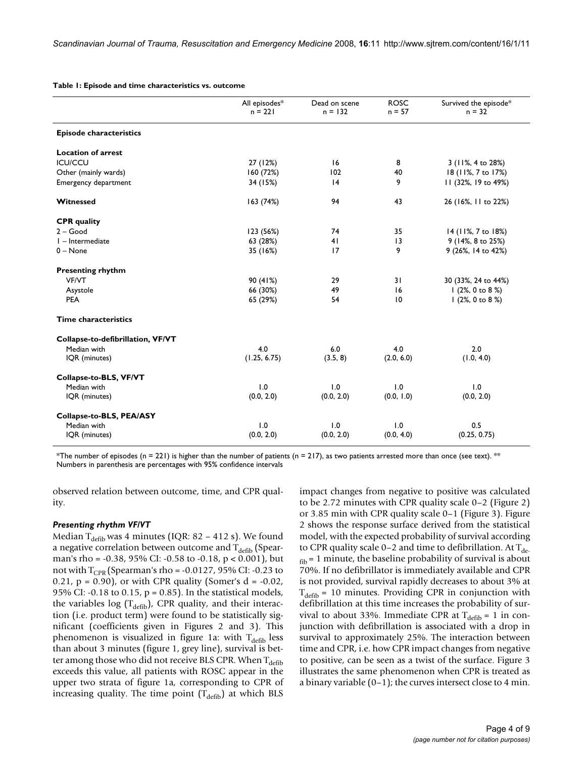**Table 1: Episode and time characteristics vs. outcome**

| | All episodes* n = 221 | Dead on scene n = 132 | ROSC n = 57 | Survived the episode* n = 32 |
|---|---|---|---|---|
| **Episode characteristics** | | | | |
| **Location of arrest** | | | | |
| ICU/CCU | 27 (12%) | 16 | 8 | 3 (11%, 4 to 28%) |
| Other (mainly wards) | 160 (72%) | 102 | 40 | 18 (11%, 7 to 17%) |
| Emergency department | 34 (15%) | 14 | 9 | 11 (32%, 19 to 49%) |
| **Witnessed** | 163 (74%) | 94 | 43 | 26 (16%, 11 to 22%) |
| **CPR quality** | | | | |
| 2 – Good | 123 (56%) | 74 | 35 | 14 (11%, 7 to 18%) |
| 1 – Intermediate | 63 (28%) | 41 | 13 | 9 (14%, 8 to 25%) |
| 0 – None | 35 (16%) | 17 | 9 | 9 (26%, 14 to 42%) |
| **Presenting rhythm** | | | | |
| VF/VT | 90 (41%) | 29 | 31 | 30 (33%, 24 to 44%) |
| Asystole | 66 (30%) | 49 | 16 | 1 (2%, 0 to 8 %) |
| PEA | 65 (29%) | 54 | 10 | 1 (2%, 0 to 8 %) |
| **Time characteristics** | | | | |
| **Collapse-to-defibrillation, VF/VT** | | | | |
| Median with IQR (minutes) | 4.0 (1.25, 6.75) | 6.0 (3.5, 8) | 4.0 (2.0, 6.0) | 2.0 (1.0, 4.0) |
| **Collapse-to-BLS, VF/VT** | | | | |
| Median with IQR (minutes) | 1.0 (0.0, 2.0) | 1.0 (0.0, 2.0) | 1.0 (0.0, 1.0) | 1.0 (0.0, 2.0) |
| **Collapse-to-BLS, PEA/ASY** | | | | |
| Median with IQR (minutes) | 1.0 (0.0, 2.0) | 1.0 (0.0, 2.0) | 1.0 (0.0, 4.0) | 0.5 (0.25, 0.75) |

*The number of episodes (n = 221) is higher than the number of patients (n = 217), as two patients arrested more than once (see text). ** Numbers in parenthesis are percentages with 95% confidence intervals

observed relation between outcome, time, and CPR quality.

### *Presenting rhythm VF/VT*

Median $T_{defib}$ was 4 minutes (IQR: 82 – 412 s). We found a negative correlation between outcome and $T_{defib}$ (Spearman's rho = -0.38, 95% CI: -0.58 to -0.18, $p < 0.001$), but not with $T_{CPR}$ (Spearman's rho = -0.0127, 95% CI: -0.23 to 0.21, $p = 0.90$), or with CPR quality (Somer's d = -0.02, 95% CI: -0.18 to 0.15, $p = 0.85$). In the statistical models, the variables log ($T_{defib}$), CPR quality, and their interaction (i.e. product term) were found to be statistically significant (coefficients given in Figures 2 and 3). This phenomenon is visualized in figure 1a: with $T_{defib}$ less than about 3 minutes (figure 1, grey line), survival is better among those who did not receive BLS CPR. When $T_{defib}$ exceeds this value, all patients with ROSC appear in the upper two strata of figure 1a, corresponding to CPR of increasing quality. The time point ($T_{defib}$) at which BLS impact changes from negative to positive was calculated to be 2.72 minutes with CPR quality scale 0–2 (Figure 2) or 3.85 min with CPR quality scale 0–1 (Figure 3). Figure 2 shows the response surface derived from the statistical model, with the expected probability of survival according to CPR quality scale 0–2 and time to defibrillation. At $T_{defib}$ = 1 minute, the baseline probability of survival is about 70%. If no defibrillator is immediately available and CPR is not provided, survival rapidly decreases to about 3% at $T_{defib}$ = 10 minutes. Providing CPR in conjunction with defibrillation at this time increases the probability of survival to about 33%. Immediate CPR at $T_{defib}$ = 1 in conjunction with defibrillation is associated with a drop in survival to approximately 25%. The interaction between time and CPR, i.e. how CPR impact changes from negative to positive, can be seen as a twist of the surface. Figure 3 illustrates the same phenomenon when CPR is treated as a binary variable (0–1); the curves intersect close to 4 min.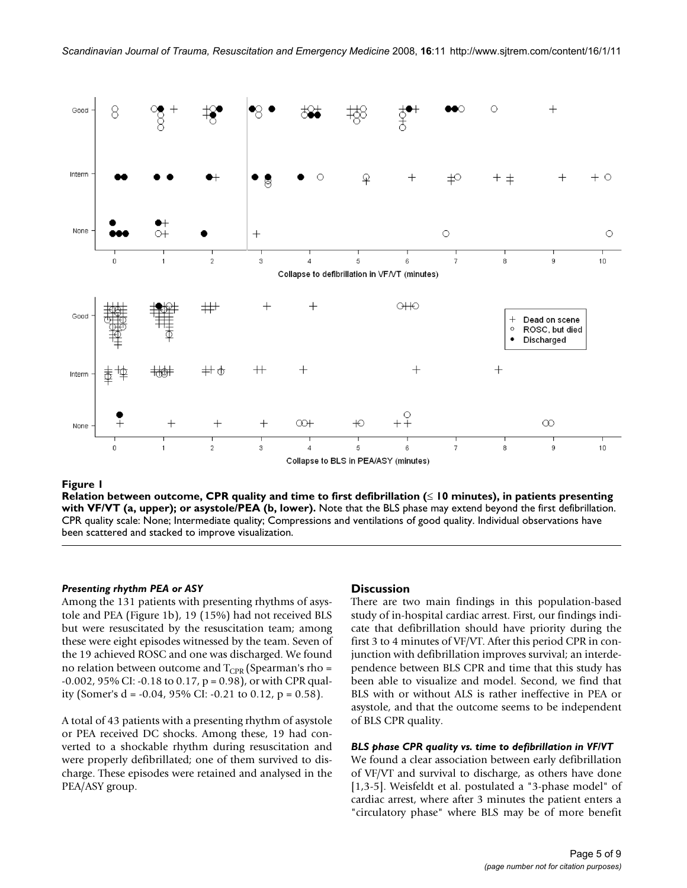**Figure 1**

**Relation between outcome, CPR quality and time to first defibrillation (≤ 10 minutes), in patients presenting with VF/VT (a, upper); or asystole/PEA (b, lower).** Note that the BLS phase may extend beyond the first defibrillation. CPR quality scale: None; Intermediate quality; Compressions and ventilations of good quality. Individual observations have been scattered and stacked to improve visualization.

### *Presenting rhythm PEA or ASY*

Among the 131 patients with presenting rhythms of asystole and PEA (Figure 1b), 19 (15%) had not received BLS but were resuscitated by the resuscitation team; among these were eight episodes witnessed by the team. Seven of the 19 achieved ROSC and one was discharged. We found no relation between outcome and $T_{CPR}$ (Spearman's rho = -0.002, 95% CI: -0.18 to 0.17, p = 0.98), or with CPR quality (Somer's d = -0.04, 95% CI: -0.21 to 0.12, p = 0.58).

A total of 43 patients with a presenting rhythm of asystole or PEA received DC shocks. Among these, 19 had converted to a shockable rhythm during resuscitation and were properly defibrillated; one of them survived to discharge. These episodes were retained and analysed in the PEA/ASY group.

## Discussion

There are two main findings in this population-based study of in-hospital cardiac arrest. First, our findings indicate that defibrillation should have priority during the first 3 to 4 minutes of VF/VT. After this period CPR in conjunction with defibrillation improves survival; an interdependence between BLS CPR and time that this study has been able to visualize and model. Second, we find that BLS with or without ALS is rather ineffective in PEA or asystole, and that the outcome seems to be independent of BLS CPR quality.

### *BLS phase CPR quality vs. time to defibrillation in VF/VT*

We found a clear association between early defibrillation of VF/VT and survival to discharge, as others have done [1,3-5]. Weisfeldt et al. postulated a "3-phase model" of cardiac arrest, where after 3 minutes the patient enters a "circulatory phase" where BLS may be of more benefit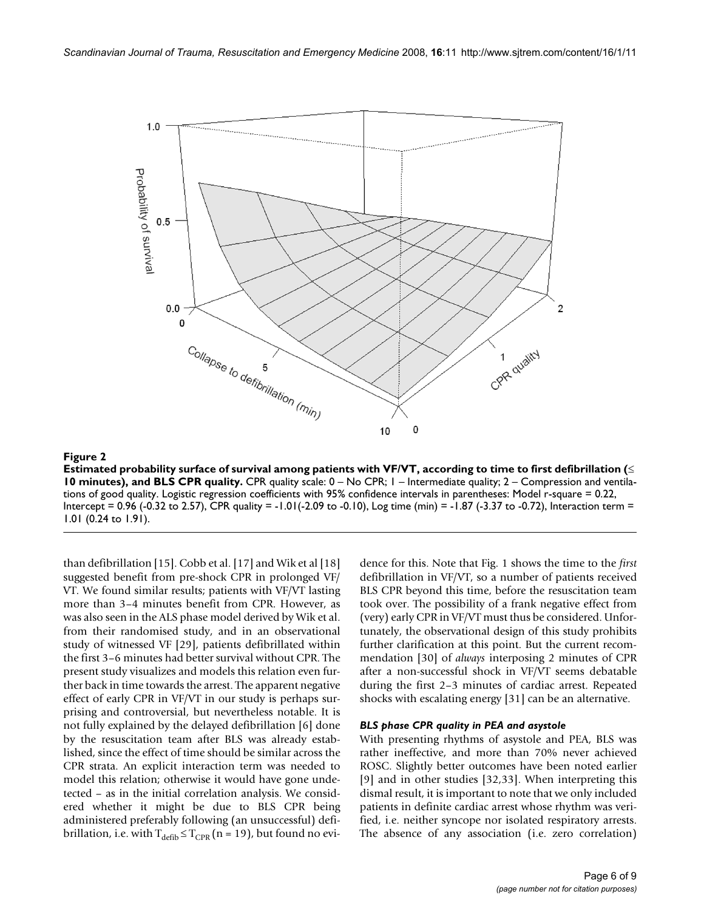**Figure 2**

**Estimated probability surface of survival among patients with VF/VT, according to time to first defibrillation (≤ 10 minutes), and BLS CPR quality.** CPR quality scale: 0 – No CPR; 1 – Intermediate quality; 2 – Compression and ventilations of good quality. Logistic regression coefficients with 95% confidence intervals in parentheses: Model r-square = 0.22, Intercept = 0.96 (-0.32 to 2.57), CPR quality = -1.01(-2.09 to -0.10), Log time (min) = -1.87 (-3.37 to -0.72), Interaction term = 1.01 (0.24 to 1.91).

than defibrillation [15]. Cobb et al. [17] and Wik et al [18] suggested benefit from pre-shock CPR in prolonged VF/VT. We found similar results; patients with VF/VT lasting more than 3–4 minutes benefit from CPR. However, as was also seen in the ALS phase model derived by Wik et al. from their randomised study, and in an observational study of witnessed VF [29], patients defibrillated within the first 3–6 minutes had better survival without CPR. The present study visualizes and models this relation even further back in time towards the arrest. The apparent negative effect of early CPR in VF/VT in our study is perhaps surprising and controversial, but nevertheless notable. It is not fully explained by the delayed defibrillation [6] done by the resuscitation team after BLS was already established, since the effect of time should be similar across the CPR strata. An explicit interaction term was needed to model this relation; otherwise it would have gone undetected – as in the initial correlation analysis. We considered whether it might be due to BLS CPR being administered preferably following (an unsuccessful) defibrillation, i.e. with $T_{defib} \leq T_{CPR}$ (n = 19), but found no evidence for this. Note that Fig. 1 shows the time to the *first* defibrillation in VF/VT, so a number of patients received BLS CPR beyond this time, before the resuscitation team took over. The possibility of a frank negative effect from (very) early CPR in VF/VT must thus be considered. Unfortunately, the observational design of this study prohibits further clarification at this point. But the current recommendation [30] of *always* interposing 2 minutes of CPR after a non-successful shock in VF/VT seems debatable during the first 2–3 minutes of cardiac arrest. Repeated shocks with escalating energy [31] can be an alternative.

#### *BLS phase CPR quality in PEA and asystole*

With presenting rhythms of asystole and PEA, BLS was rather ineffective, and more than 70% never achieved ROSC. Slightly better outcomes have been noted earlier [9] and in other studies [32,33]. When interpreting this dismal result, it is important to note that we only included patients in definite cardiac arrest whose rhythm was verified, i.e. neither syncope nor isolated respiratory arrests. The absence of any association (i.e. zero correlation)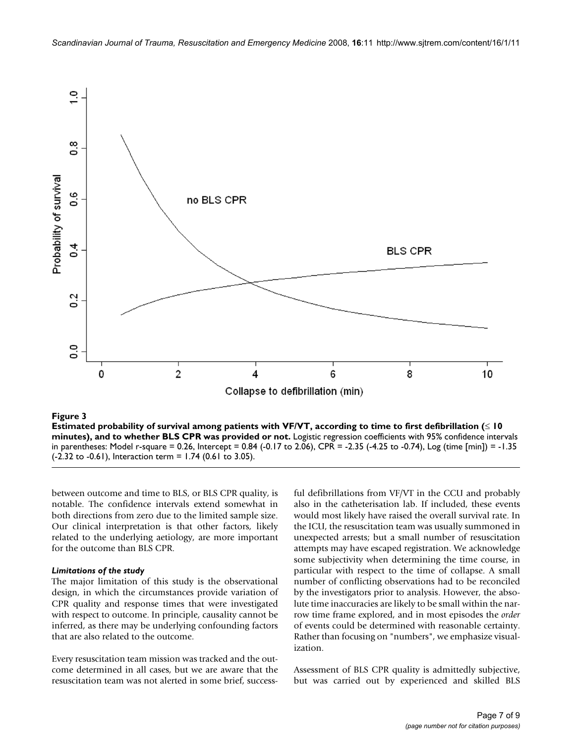**Figure 3**

**Estimated probability of survival among patients with VF/VT, according to time to first defibrillation (≤ 10 minutes), and to whether BLS CPR was provided or not.** Logistic regression coefficients with 95% confidence intervals in parentheses: Model r-square = 0.26, Intercept = 0.84 (-0.17 to 2.06), CPR = -2.35 (-4.25 to -0.74), Log (time [min]) = -1.35 (-2.32 to -0.61), Interaction term = 1.74 (0.61 to 3.05).

between outcome and time to BLS, or BLS CPR quality, is notable. The confidence intervals extend somewhat in both directions from zero due to the limited sample size. Our clinical interpretation is that other factors, likely related to the underlying aetiology, are more important for the outcome than BLS CPR.

#### *Limitations of the study*

The major limitation of this study is the observational design, in which the circumstances provide variation of CPR quality and response times that were investigated with respect to outcome. In principle, causality cannot be inferred, as there may be underlying confounding factors that are also related to the outcome.

Every resuscitation team mission was tracked and the outcome determined in all cases, but we are aware that the resuscitation team was not alerted in some brief, successful defibrillations from VF/VT in the CCU and probably also in the catheterisation lab. If included, these events would most likely have raised the overall survival rate. In the ICU, the resuscitation team was usually summoned in unexpected arrests; but a small number of resuscitation attempts may have escaped registration. We acknowledge some subjectivity when determining the time course, in particular with respect to the time of collapse. A small number of conflicting observations had to be reconciled by the investigators prior to analysis. However, the absolute time inaccuracies are likely to be small within the narrow time frame explored, and in most episodes the *order* of events could be determined with reasonable certainty. Rather than focusing on "numbers", we emphasize visualization.

Assessment of BLS CPR quality is admittedly subjective, but was carried out by experienced and skilled BLS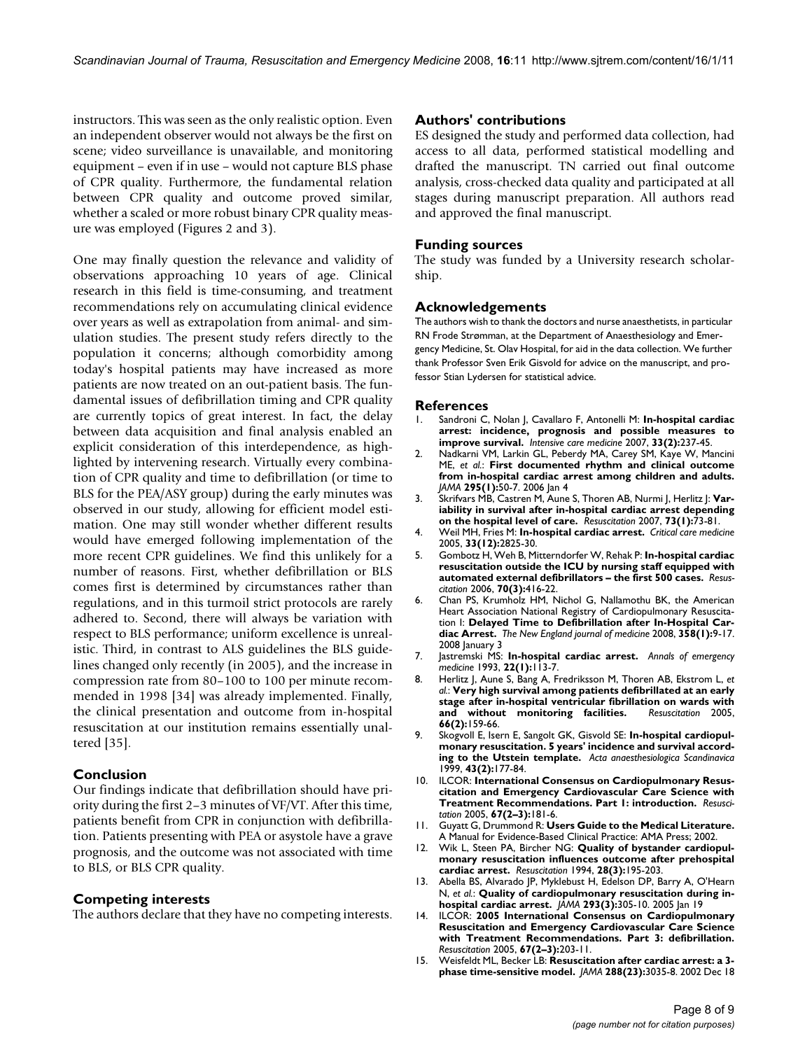instructors. This was seen as the only realistic option. Even an independent observer would not always be the first on scene; video surveillance is unavailable, and monitoring equipment – even if in use – would not capture BLS phase of CPR quality. Furthermore, the fundamental relation between CPR quality and outcome proved similar, whether a scaled or more robust binary CPR quality measure was employed (Figures 2 and 3).

One may finally question the relevance and validity of observations approaching 10 years of age. Clinical research in this field is time-consuming, and treatment recommendations rely on accumulating clinical evidence over years as well as extrapolation from animal- and simulation studies. The present study refers directly to the population it concerns; although comorbidity among today's hospital patients may have increased as more patients are now treated on an out-patient basis. The fundamental issues of defibrillation timing and CPR quality are currently topics of great interest. In fact, the delay between data acquisition and final analysis enabled an explicit consideration of this interdependence, as highlighted by intervening research. Virtually every combination of CPR quality and time to defibrillation (or time to BLS for the PEA/ASY group) during the early minutes was observed in our study, allowing for efficient model estimation. One may still wonder whether different results would have emerged following implementation of the more recent CPR guidelines. We find this unlikely for a number of reasons. First, whether defibrillation or BLS comes first is determined by circumstances rather than regulations, and in this turmoil strict protocols are rarely adhered to. Second, there will always be variation with respect to BLS performance; uniform excellence is unrealistic. Third, in contrast to ALS guidelines the BLS guidelines changed only recently (in 2005), and the increase in compression rate from 80–100 to 100 per minute recommended in 1998 [34] was already implemented. Finally, the clinical presentation and outcome from in-hospital resuscitation at our institution remains essentially unaltered [35].

## Conclusion

Our findings indicate that defibrillation should have priority during the first 2–3 minutes of VF/VT. After this time, patients benefit from CPR in conjunction with defibrillation. Patients presenting with PEA or asystole have a grave prognosis, and the outcome was not associated with time to BLS, or BLS CPR quality.

## Competing interests

The authors declare that they have no competing interests.

## Authors' contributions

ES designed the study and performed data collection, had access to all data, performed statistical modelling and drafted the manuscript. TN carried out final outcome analysis, cross-checked data quality and participated at all stages during manuscript preparation. All authors read and approved the final manuscript.

## Funding sources

The study was funded by a University research scholarship.

## Acknowledgements

The authors wish to thank the doctors and nurse anaesthetists, in particular RN Frode Strømman, at the Department of Anaesthesiology and Emergency Medicine, St. Olav Hospital, for aid in the data collection. We further thank Professor Sven Erik Gisvold for advice on the manuscript, and professor Stian Lydersen for statistical advice.

## References

1. Sandroni C, Nolan J, Cavallaro F, Antonelli M: **In-hospital cardiac arrest: incidence, prognosis and possible measures to improve survival.** *Intensive care medicine* 2007, **33(2):**237-45.
2. Nadkarni VM, Larkin GL, Peberdy MA, Carey SM, Kaye W, Mancini ME, *et al.*: **First documented rhythm and clinical outcome from in-hospital cardiac arrest among children and adults.** *JAMA* **295(1):**50-7. 2006 Jan 4
3. Skrifvars MB, Castren M, Aune S, Thoren AB, Nurmi J, Herlitz J: **Variability in survival after in-hospital cardiac arrest depending on the hospital level of care.** *Resuscitation* 2007, **73(1):**73-81.
4. Weil MH, Fries M: **In-hospital cardiac arrest.** *Critical care medicine* 2005, **33(12):**2825-30.
5. Gombotz H, Weh B, Mitterndorfer W, Rehak P: **In-hospital cardiac resuscitation outside the ICU by nursing staff equipped with automated external defibrillators – the first 500 cases.** *Resuscitation* 2006, **70(3):**416-22.
6. Chan PS, Krumholz HM, Nichol G, Nallamothu BK, the American Heart Association National Registry of Cardiopulmonary Resuscitation I: **Delayed Time to Defibrillation after In-Hospital Cardiac Arrest.** *The New England journal of medicine* 2008, **358(1):**9-17. 2008 January 3
7. Jastremski MS: **In-hospital cardiac arrest.** *Annals of emergency medicine* 1993, **22(1):**113-7.
8. Herlitz J, Aune S, Bang A, Fredriksson M, Thoren AB, Ekstrom L, *et al.*: **Very high survival among patients defibrillated at an early stage after in-hospital ventricular fibrillation on wards with and without monitoring facilities.** *Resuscitation* 2005, **66(2):**159-66.
9. Skogvoll E, Isern E, Sangolt GK, Gisvold SE: **In-hospital cardiopulmonary resuscitation. 5 years' incidence and survival according to the Utstein template.** *Acta anaesthesiologica Scandinavica* 1999, **43(2):**177-84.
10. ILCOR: **International Consensus on Cardiopulmonary Resuscitation and Emergency Cardiovascular Care Science with Treatment Recommendations. Part 1: introduction.** *Resuscitation* 2005, **67(2–3):**181-6.
11. Guyatt G, Drummond R: **Users Guide to the Medical Literature.** A Manual for Evidence-Based Clinical Practice: AMA Press; 2002.
12. Wik L, Steen PA, Bircher NG: **Quality of bystander cardiopulmonary resuscitation influences outcome after prehospital cardiac arrest.** *Resuscitation* 1994, **28(3):**195-203.
13. Abella BS, Alvarado JP, Myklebust H, Edelson DP, Barry A, O'Hearn N, *et al.*: **Quality of cardiopulmonary resuscitation during in-hospital cardiac arrest.** *JAMA* **293(3):**305-10. 2005 Jan 19
14. ILCOR: **2005 International Consensus on Cardiopulmonary Resuscitation and Emergency Cardiovascular Care Science with Treatment Recommendations. Part 3: defibrillation.** *Resuscitation* 2005, **67(2–3):**203-11.
15. Weisfeldt ML, Becker LB: **Resuscitation after cardiac arrest: a 3-phase time-sensitive model.** *JAMA* **288(23):**3035-8. 2002 Dec 18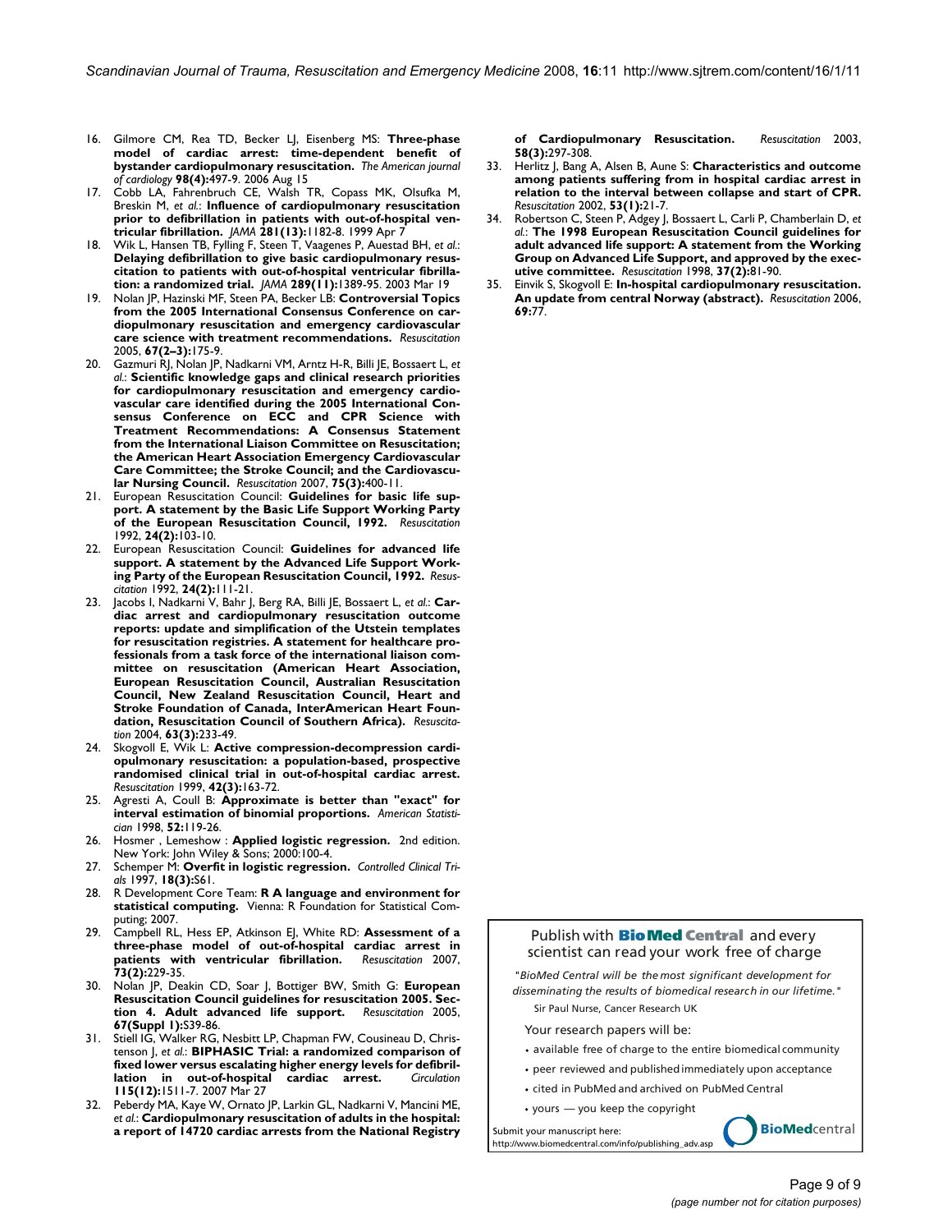16. Gilmore CM, Rea TD, Becker LJ, Eisenberg MS: **Three-phase model of cardiac arrest: time-dependent benefit of bystander cardiopulmonary resuscitation.** *The American journal of cardiology* **98(4):**497-9. 2006 Aug 15
17. Cobb LA, Fahrenbruch CE, Walsh TR, Copass MK, Olsufka M, Breskin M, *et al.*: **Influence of cardiopulmonary resuscitation prior to defibrillation in patients with out-of-hospital ventricular fibrillation.** *JAMA* **281(13):**1182-8. 1999 Apr 7
18. Wik L, Hansen TB, Fylling F, Steen T, Vaagenes P, Auestad BH, *et al.*: **Delaying defibrillation to give basic cardiopulmonary resuscitation to patients with out-of-hospital ventricular fibrillation: a randomized trial.** *JAMA* **289(11):**1389-95. 2003 Mar 19
19. Nolan JP, Hazinski MF, Steen PA, Becker LB: **Controversial Topics from the 2005 International Consensus Conference on cardiopulmonary resuscitation and emergency cardiovascular care science with treatment recommendations.** *Resuscitation* 2005, **67(2–3):**175-9.
20. Gazmuri RJ, Nolan JP, Nadkarni VM, Arntz H-R, Billi JE, Bossaert L, *et al.*: **Scientific knowledge gaps and clinical research priorities for cardiopulmonary resuscitation and emergency cardiovascular care identified during the 2005 International Consensus Conference on ECC and CPR Science with Treatment Recommendations: A Consensus Statement from the International Liaison Committee on Resuscitation; the American Heart Association Emergency Cardiovascular Care Committee; the Stroke Council; and the Cardiovascular Nursing Council.** *Resuscitation* 2007, **75(3):**400-11.
21. European Resuscitation Council: **Guidelines for basic life support. A statement by the Basic Life Support Working Party of the European Resuscitation Council, 1992.** *Resuscitation* 1992, **24(2):**103-10.
22. European Resuscitation Council: **Guidelines for advanced life support. A statement by the Advanced Life Support Working Party of the European Resuscitation Council, 1992.** *Resuscitation* 1992, **24(2):**111-21.
23. Jacobs I, Nadkarni V, Bahr J, Berg RA, Billi JE, Bossaert L, *et al.*: **Cardiac arrest and cardiopulmonary resuscitation outcome reports: update and simplification of the Utstein templates for resuscitation registries. A statement for healthcare professionals from a task force of the international liaison committee on resuscitation (American Heart Association, European Resuscitation Council, Australian Resuscitation Council, New Zealand Resuscitation Council, Heart and Stroke Foundation of Canada, InterAmerican Heart Foundation, Resuscitation Council of Southern Africa).** *Resuscitation* 2004, **63(3):**233-49.
24. Skogvoll E, Wik L: **Active compression-decompression cardiopulmonary resuscitation: a population-based, prospective randomised clinical trial in out-of-hospital cardiac arrest.** *Resuscitation* 1999, **42(3):**163-72.
25. Agresti A, Coull B: **Approximate is better than "exact" for interval estimation of binomial proportions.** *American Statistician* 1998, **52:**119-26.
26. Hosmer , Lemeshow : **Applied logistic regression.** 2nd edition. New York: John Wiley & Sons; 2000:100-4.
27. Schemper M: **Overfit in logistic regression.** *Controlled Clinical Trials* 1997, **18(3):**S61.
28. R Development Core Team: **R A language and environment for statistical computing.** Vienna: R Foundation for Statistical Computing; 2007.
29. Campbell RL, Hess EP, Atkinson EJ, White RD: **Assessment of a three-phase model of out-of-hospital cardiac arrest in patients with ventricular fibrillation.** *Resuscitation* 2007, **73(2):**229-35.
30. Nolan JP, Deakin CD, Soar J, Bottiger BW, Smith G: **European Resuscitation Council guidelines for resuscitation 2005. Section 4. Adult advanced life support.** *Resuscitation* 2005, **67(Suppl 1):**S39-86.
31. Stiell IG, Walker RG, Nesbitt LP, Chapman FW, Cousineau D, Christenson J, *et al.*: **BIPHASIC Trial: a randomized comparison of fixed lower versus escalating higher energy levels for defibrillation in out-of-hospital cardiac arrest.** *Circulation* **115(12):**1511-7. 2007 Mar 27
32. Peberdy MA, Kaye W, Ornato JP, Larkin GL, Nadkarni V, Mancini ME, *et al.*: **Cardiopulmonary resuscitation of adults in the hospital: a report of 14720 cardiac arrests from the National Registry of Cardiopulmonary Resuscitation.** *Resuscitation* 2003, **58(3):**297-308.
33. Herlitz J, Bang A, Alsen B, Aune S: **Characteristics and outcome among patients suffering from in hospital cardiac arrest in relation to the interval between collapse and start of CPR.** *Resuscitation* 2002, **53(1):**21-7.
34. Robertson C, Steen P, Adgey J, Bossaert L, Carli P, Chamberlain D, *et al.*: **The 1998 European Resuscitation Council guidelines for adult advanced life support: A statement from the Working Group on Advanced Life Support, and approved by the executive committee.** *Resuscitation* 1998, **37(2):**81-90.
35. Einvik S, Skogvoll E: **In-hospital cardiopulmonary resuscitation. An update from central Norway (abstract).** *Resuscitation* 2006, **69:**77.

Publish with **BioMed Central** and every scientist can read your work free of charge

*"BioMed Central will be the most significant development for disseminating the results of biomedical research in our lifetime."*
Sir Paul Nurse, Cancer Research UK

Your research papers will be:

- available free of charge to the entire biomedical community
- peer reviewed and published immediately upon acceptance
- cited in PubMed and archived on PubMed Central
- yours — you keep the copyright

Submit your manuscript here:
http://www.biomedcentral.com/info/publishing_adv.asp

BioMedcentral